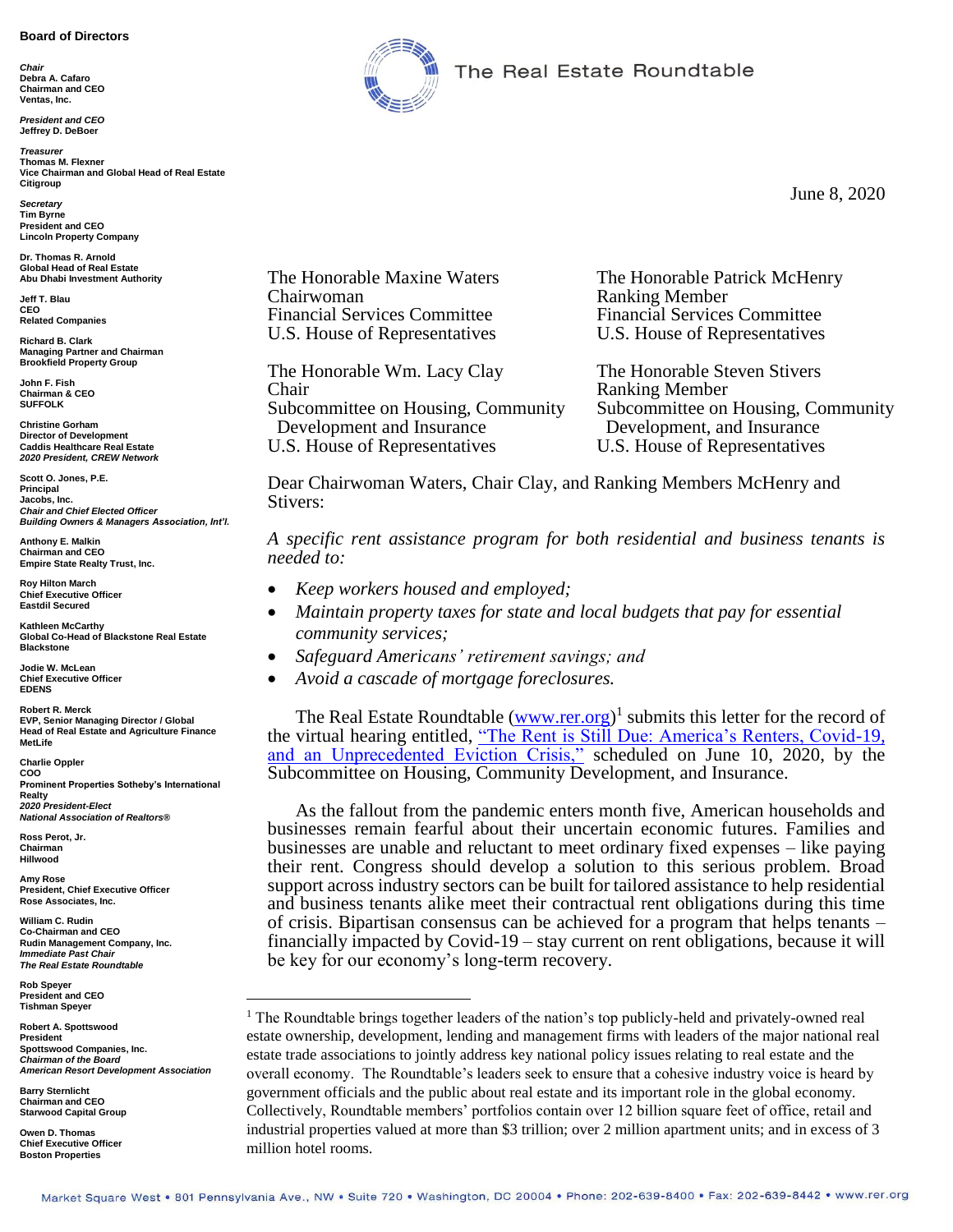**Board of Directors**

*Chair*
Debra A. Cafaro
Chairman and CEO
Ventas, Inc.

*President and CEO*
Jeffrey D. DeBoer

*Treasurer*
Thomas M. Flexner
Vice Chairman and Global Head of Real Estate
Citigroup

*Secretary*
Tim Byrne
President and CEO
Lincoln Property Company

Dr. Thomas R. Arnold
Global Head of Real Estate
Abu Dhabi Investment Authority

Jeff T. Blau
CEO
Related Companies

Richard B. Clark
Managing Partner and Chairman
Brookfield Property Group

John F. Fish
Chairman & CEO
SUFFOLK

Christine Gorham
Director of Development
Caddis Healthcare Real Estate
*2020 President, CREW Network*

Scott O. Jones, P.E.
Principal
Jacobs, Inc.
*Chair and Chief Elected Officer*
*Building Owners & Managers Association, Int'l.*

Anthony E. Malkin
Chairman and CEO
Empire State Realty Trust, Inc.

Roy Hilton March
Chief Executive Officer
Eastdil Secured

Kathleen McCarthy
Global Co-Head of Blackstone Real Estate
Blackstone

Jodie W. McLean
Chief Executive Officer
EDENS

Robert R. Merck
EVP, Senior Managing Director / Global Head of Real Estate and Agriculture Finance
MetLife

Charlie Oppler
COO
Prominent Properties Sotheby's International Realty
*2020 President-Elect*
*National Association of Realtors®*

Ross Perot, Jr.
Chairman
Hillwood

Amy Rose
President, Chief Executive Officer
Rose Associates, Inc.

William C. Rudin
Co-Chairman and CEO
Rudin Management Company, Inc.
*Immediate Past Chair*
*The Real Estate Roundtable*

Rob Speyer
President and CEO
Tishman Speyer

Robert A. Spottswood
President
Spottswood Companies, Inc.
*Chairman of the Board*
*American Resort Development Association*

Barry Sternlicht
Chairman and CEO
Starwood Capital Group

Owen D. Thomas
Chief Executive Officer
Boston Properties

The Real Estate Roundtable

June 8, 2020

The Honorable Maxine Waters
Chairwoman
Financial Services Committee
U.S. House of Representatives

The Honorable Patrick McHenry
Ranking Member
Financial Services Committee
U.S. House of Representatives

The Honorable Wm. Lacy Clay
Chair
Subcommittee on Housing, Community Development and Insurance
U.S. House of Representatives

The Honorable Steven Stivers
Ranking Member
Subcommittee on Housing, Community Development, and Insurance
U.S. House of Representatives

Dear Chairwoman Waters, Chair Clay, and Ranking Members McHenry and Stivers:

*A specific rent assistance program for both residential and business tenants is needed to:*

- *Keep workers housed and employed;*
- *Maintain property taxes for state and local budgets that pay for essential community services;*
- *Safeguard Americans' retirement savings; and*
- *Avoid a cascade of mortgage foreclosures.*

The Real Estate Roundtable (www.rer.org)[1] submits this letter for the record of the virtual hearing entitled, "The Rent is Still Due: America's Renters, Covid-19, and an Unprecedented Eviction Crisis," scheduled on June 10, 2020, by the Subcommittee on Housing, Community Development, and Insurance.

As the fallout from the pandemic enters month five, American households and businesses remain fearful about their uncertain economic futures. Families and businesses are unable and reluctant to meet ordinary fixed expenses – like paying their rent. Congress should develop a solution to this serious problem. Broad support across industry sectors can be built for tailored assistance to help residential and business tenants alike meet their contractual rent obligations during this time of crisis. Bipartisan consensus can be achieved for a program that helps tenants – financially impacted by Covid-19 – stay current on rent obligations, because it will be key for our economy's long-term recovery.

[1] The Roundtable brings together leaders of the nation's top publicly-held and privately-owned real estate ownership, development, lending and management firms with leaders of the major national real estate trade associations to jointly address key national policy issues relating to real estate and the overall economy. The Roundtable's leaders seek to ensure that a cohesive industry voice is heard by government officials and the public about real estate and its important role in the global economy. Collectively, Roundtable members' portfolios contain over 12 billion square feet of office, retail and industrial properties valued at more than $3 trillion; over 2 million apartment units; and in excess of 3 million hotel rooms.

Market Square West • 801 Pennsylvania Ave., NW • Suite 720 • Washington, DC 20004 • Phone: 202-639-8400 • Fax: 202-639-8442 • www.rer.org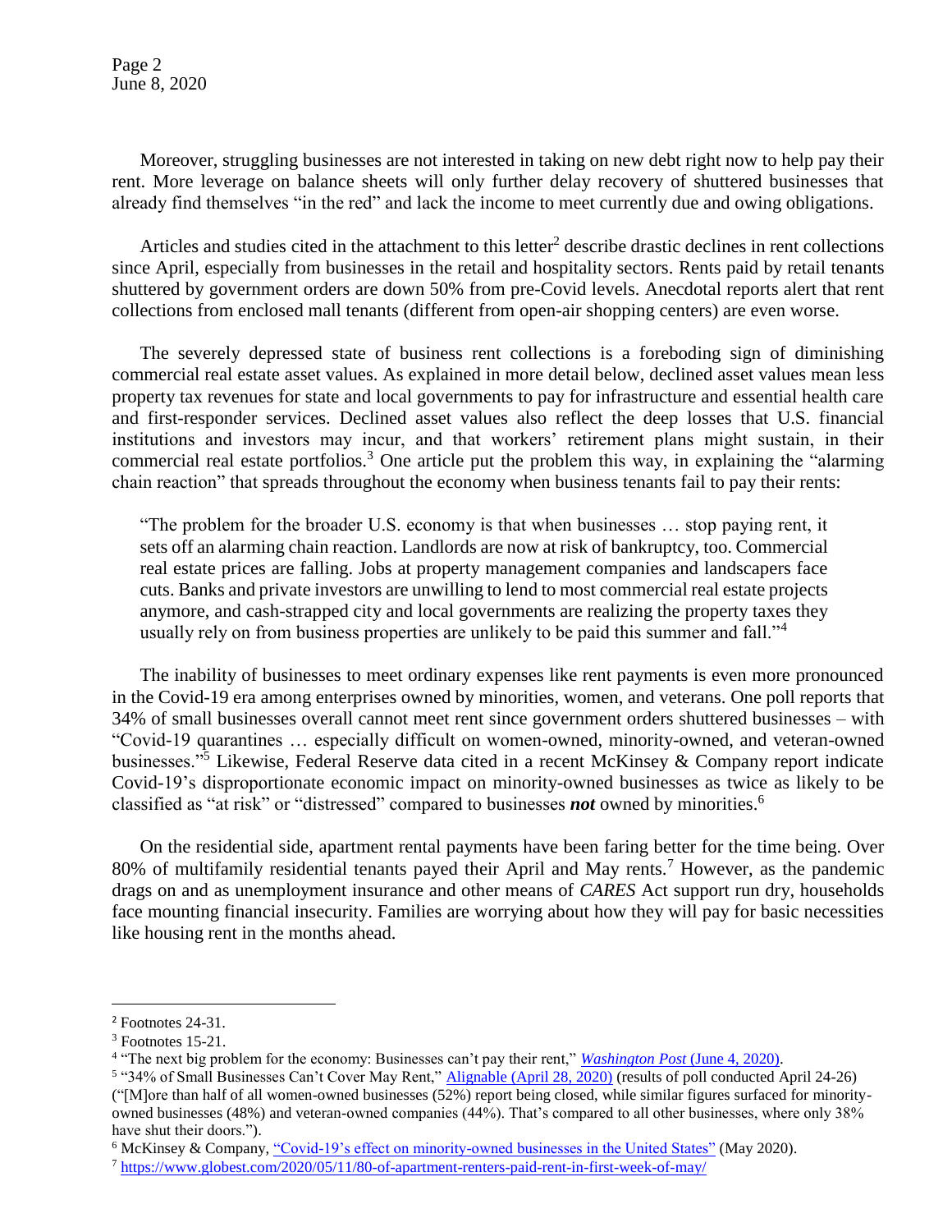Moreover, struggling businesses are not interested in taking on new debt right now to help pay their rent. More leverage on balance sheets will only further delay recovery of shuttered businesses that already find themselves "in the red" and lack the income to meet currently due and owing obligations.

Articles and studies cited in the attachment to this letter[2] describe drastic declines in rent collections since April, especially from businesses in the retail and hospitality sectors. Rents paid by retail tenants shuttered by government orders are down 50% from pre-Covid levels. Anecdotal reports alert that rent collections from enclosed mall tenants (different from open-air shopping centers) are even worse.

The severely depressed state of business rent collections is a foreboding sign of diminishing commercial real estate asset values. As explained in more detail below, declined asset values mean less property tax revenues for state and local governments to pay for infrastructure and essential health care and first-responder services. Declined asset values also reflect the deep losses that U.S. financial institutions and investors may incur, and that workers' retirement plans might sustain, in their commercial real estate portfolios.[3] One article put the problem this way, in explaining the "alarming chain reaction" that spreads throughout the economy when business tenants fail to pay their rents:

> "The problem for the broader U.S. economy is that when businesses … stop paying rent, it sets off an alarming chain reaction. Landlords are now at risk of bankruptcy, too. Commercial real estate prices are falling. Jobs at property management companies and landscapers face cuts. Banks and private investors are unwilling to lend to most commercial real estate projects anymore, and cash-strapped city and local governments are realizing the property taxes they usually rely on from business properties are unlikely to be paid this summer and fall."[4]

The inability of businesses to meet ordinary expenses like rent payments is even more pronounced in the Covid-19 era among enterprises owned by minorities, women, and veterans. One poll reports that 34% of small businesses overall cannot meet rent since government orders shuttered businesses – with "Covid-19 quarantines … especially difficult on women-owned, minority-owned, and veteran-owned businesses."[5] Likewise, Federal Reserve data cited in a recent McKinsey & Company report indicate Covid-19's disproportionate economic impact on minority-owned businesses as twice as likely to be classified as "at risk" or "distressed" compared to businesses ***not*** owned by minorities.[6]

On the residential side, apartment rental payments have been faring better for the time being. Over 80% of multifamily residential tenants payed their April and May rents.[7] However, as the pandemic drags on and as unemployment insurance and other means of *CARES* Act support run dry, households face mounting financial insecurity. Families are worrying about how they will pay for basic necessities like housing rent in the months ahead.

---

[2] Footnotes 24-31.

[3] Footnotes 15-21.

[4] "The next big problem for the economy: Businesses can't pay their rent," *Washington Post* (June 4, 2020).

[5] "34% of Small Businesses Can't Cover May Rent," Alignable (April 28, 2020) (results of poll conducted April 24-26) ("[M]ore than half of all women-owned businesses (52%) report being closed, while similar figures surfaced for minority-owned businesses (48%) and veteran-owned companies (44%). That's compared to all other businesses, where only 38% have shut their doors.").

[6] McKinsey & Company, "Covid-19's effect on minority-owned businesses in the United States" (May 2020).

[7] https://www.globest.com/2020/05/11/80-of-apartment-renters-paid-rent-in-first-week-of-may/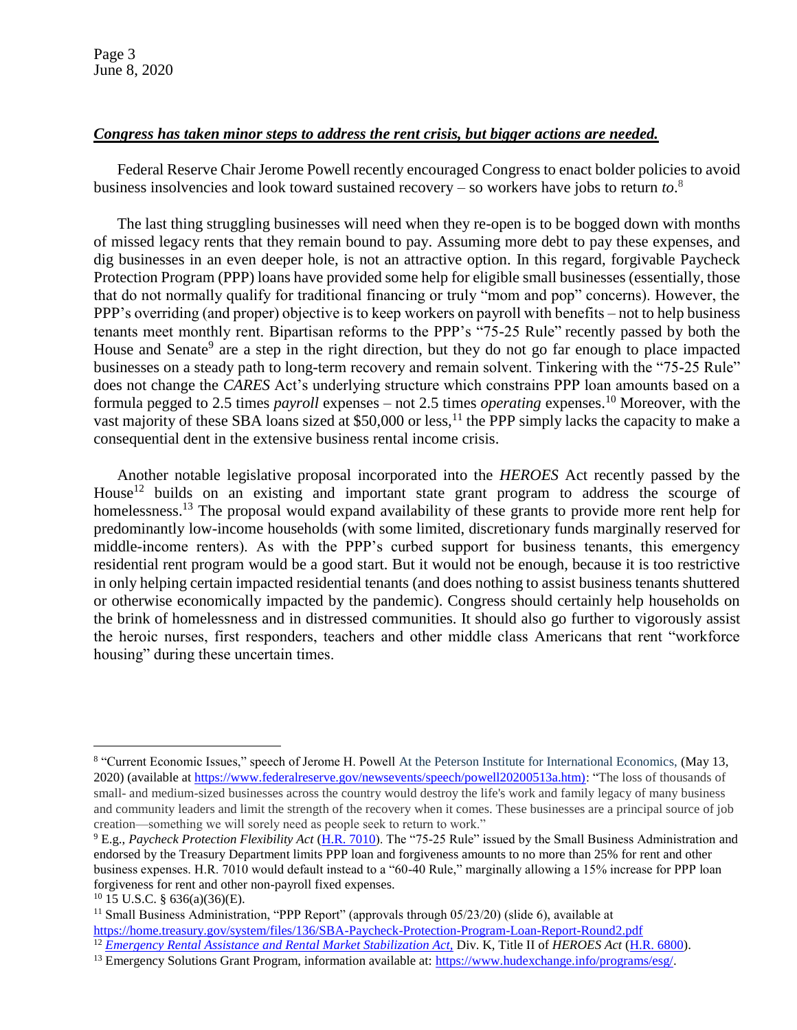***Congress has taken minor steps to address the rent crisis, but bigger actions are needed.***

Federal Reserve Chair Jerome Powell recently encouraged Congress to enact bolder policies to avoid business insolvencies and look toward sustained recovery – so workers have jobs to return *to*.[8]

The last thing struggling businesses will need when they re-open is to be bogged down with months of missed legacy rents that they remain bound to pay. Assuming more debt to pay these expenses, and dig businesses in an even deeper hole, is not an attractive option. In this regard, forgivable Paycheck Protection Program (PPP) loans have provided some help for eligible small businesses (essentially, those that do not normally qualify for traditional financing or truly "mom and pop" concerns). However, the PPP's overriding (and proper) objective is to keep workers on payroll with benefits – not to help business tenants meet monthly rent. Bipartisan reforms to the PPP's "75-25 Rule" recently passed by both the House and Senate[9] are a step in the right direction, but they do not go far enough to place impacted businesses on a steady path to long-term recovery and remain solvent. Tinkering with the "75-25 Rule" does not change the *CARES* Act's underlying structure which constrains PPP loan amounts based on a formula pegged to 2.5 times *payroll* expenses – not 2.5 times *operating* expenses.[10] Moreover, with the vast majority of these SBA loans sized at $50,000 or less,[11] the PPP simply lacks the capacity to make a consequential dent in the extensive business rental income crisis.

Another notable legislative proposal incorporated into the *HEROES* Act recently passed by the House[12] builds on an existing and important state grant program to address the scourge of homelessness.[13] The proposal would expand availability of these grants to provide more rent help for predominantly low-income households (with some limited, discretionary funds marginally reserved for middle-income renters). As with the PPP's curbed support for business tenants, this emergency residential rent program would be a good start. But it would not be enough, because it is too restrictive in only helping certain impacted residential tenants (and does nothing to assist business tenants shuttered or otherwise economically impacted by the pandemic). Congress should certainly help households on the brink of homelessness and in distressed communities. It should also go further to vigorously assist the heroic nurses, first responders, teachers and other middle class Americans that rent "workforce housing" during these uncertain times.

---

[8] "Current Economic Issues," speech of Jerome H. Powell At the Peterson Institute for International Economics, (May 13, 2020) (available at https://www.federalreserve.gov/newsevents/speech/powell20200513a.htm): "The loss of thousands of small- and medium-sized businesses across the country would destroy the life's work and family legacy of many business and community leaders and limit the strength of the recovery when it comes. These businesses are a principal source of job creation—something we will sorely need as people seek to return to work."

[9] E.g., *Paycheck Protection Flexibility Act* (H.R. 7010). The "75-25 Rule" issued by the Small Business Administration and endorsed by the Treasury Department limits PPP loan and forgiveness amounts to no more than 25% for rent and other business expenses. H.R. 7010 would default instead to a "60-40 Rule," marginally allowing a 15% increase for PPP loan forgiveness for rent and other non-payroll fixed expenses.

[10] 15 U.S.C. § 636(a)(36)(E).

[11] Small Business Administration, "PPP Report" (approvals through 05/23/20) (slide 6), available at https://home.treasury.gov/system/files/136/SBA-Paycheck-Protection-Program-Loan-Report-Round2.pdf

[12] *Emergency Rental Assistance and Rental Market Stabilization Act*, Div. K, Title II of *HEROES Act* (H.R. 6800).

[13] Emergency Solutions Grant Program, information available at: https://www.hudexchange.info/programs/esg/.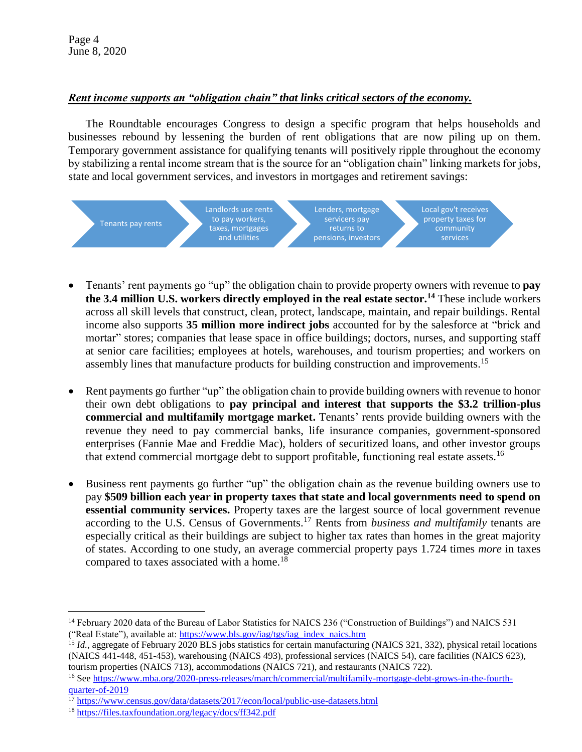***Rent income supports an "obligation chain" that links critical sectors of the economy.***

The Roundtable encourages Congress to design a specific program that helps households and businesses rebound by lessening the burden of rent obligations that are now piling up on them. Temporary government assistance for qualifying tenants will positively ripple throughout the economy by stabilizing a rental income stream that is the source for an "obligation chain" linking markets for jobs, state and local government services, and investors in mortgages and retirement savings:

Tenants pay rents → Landlords use rents to pay workers, taxes, mortgages and utilities → Lenders, mortgage servicers pay returns to pensions, investors → Local gov't receives property taxes for community services

- Tenants' rent payments go "up" the obligation chain to provide property owners with revenue to **pay the 3.4 million U.S. workers directly employed in the real estate sector.**[14] These include workers across all skill levels that construct, clean, protect, landscape, maintain, and repair buildings. Rental income also supports **35 million more indirect jobs** accounted for by the salesforce at "brick and mortar" stores; companies that lease space in office buildings; doctors, nurses, and supporting staff at senior care facilities; employees at hotels, warehouses, and tourism properties; and workers on assembly lines that manufacture products for building construction and improvements.[15]

- Rent payments go further "up" the obligation chain to provide building owners with revenue to honor their own debt obligations to **pay principal and interest that supports the $3.2 trillion-plus commercial and multifamily mortgage market.** Tenants' rents provide building owners with the revenue they need to pay commercial banks, life insurance companies, government-sponsored enterprises (Fannie Mae and Freddie Mac), holders of securitized loans, and other investor groups that extend commercial mortgage debt to support profitable, functioning real estate assets.[16]

- Business rent payments go further "up" the obligation chain as the revenue building owners use to pay **$509 billion each year in property taxes that state and local governments need to spend on essential community services.** Property taxes are the largest source of local government revenue according to the U.S. Census of Governments.[17] Rents from *business and multifamily* tenants are especially critical as their buildings are subject to higher tax rates than homes in the great majority of states. According to one study, an average commercial property pays 1.724 times *more* in taxes compared to taxes associated with a home.[18]

---

[14] February 2020 data of the Bureau of Labor Statistics for NAICS 236 ("Construction of Buildings") and NAICS 531 ("Real Estate"), available at: https://www.bls.gov/iag/tgs/iag_index_naics.htm

[15] *Id.*, aggregate of February 2020 BLS jobs statistics for certain manufacturing (NAICS 321, 332), physical retail locations (NAICS 441-448, 451-453), warehousing (NAICS 493), professional services (NAICS 54), care facilities (NAICS 623), tourism properties (NAICS 713), accommodations (NAICS 721), and restaurants (NAICS 722).

[16] See https://www.mba.org/2020-press-releases/march/commercial/multifamily-mortgage-debt-grows-in-the-fourth-quarter-of-2019

[17] https://www.census.gov/data/datasets/2017/econ/local/public-use-datasets.html

[18] https://files.taxfoundation.org/legacy/docs/ff342.pdf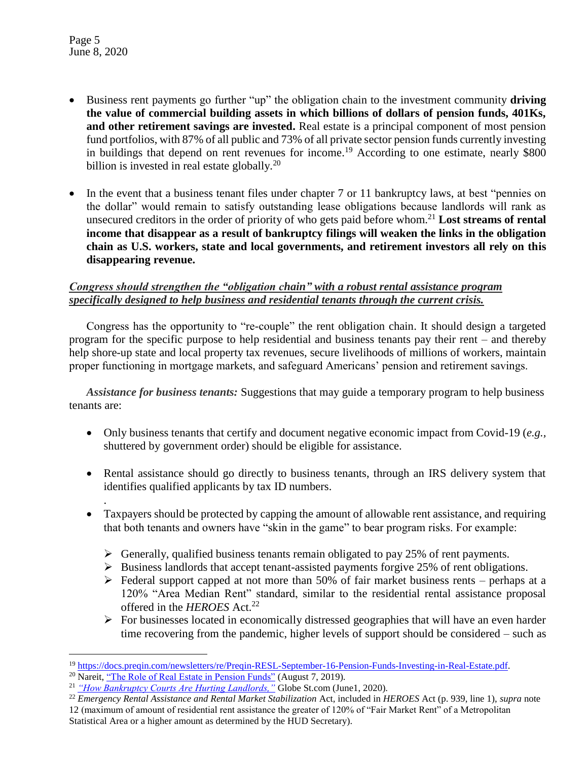- Business rent payments go further "up" the obligation chain to the investment community **driving the value of commercial building assets in which billions of dollars of pension funds, 401Ks, and other retirement savings are invested.** Real estate is a principal component of most pension fund portfolios, with 87% of all public and 73% of all private sector pension funds currently investing in buildings that depend on rent revenues for income.[19] According to one estimate, nearly $800 billion is invested in real estate globally.[20]

- In the event that a business tenant files under chapter 7 or 11 bankruptcy laws, at best "pennies on the dollar" would remain to satisfy outstanding lease obligations because landlords will rank as unsecured creditors in the order of priority of who gets paid before whom.[21] **Lost streams of rental income that disappear as a result of bankruptcy filings will weaken the links in the obligation chain as U.S. workers, state and local governments, and retirement investors all rely on this disappearing revenue.**

***<u>Congress should strengthen the "obligation chain" with a robust rental assistance program specifically designed to help business and residential tenants through the current crisis.</u>***

Congress has the opportunity to "re-couple" the rent obligation chain. It should design a targeted program for the specific purpose to help residential and business tenants pay their rent – and thereby help shore-up state and local property tax revenues, secure livelihoods of millions of workers, maintain proper functioning in mortgage markets, and safeguard Americans' pension and retirement savings.

***Assistance for business tenants:*** Suggestions that may guide a temporary program to help business tenants are:

- Only business tenants that certify and document negative economic impact from Covid-19 (*e.g.*, shuttered by government order) should be eligible for assistance.

- Rental assistance should go directly to business tenants, through an IRS delivery system that identifies qualified applicants by tax ID numbers.

- Taxpayers should be protected by capping the amount of allowable rent assistance, and requiring that both tenants and owners have "skin in the game" to bear program risks. For example:
  - Generally, qualified business tenants remain obligated to pay 25% of rent payments.
  - Business landlords that accept tenant-assisted payments forgive 25% of rent obligations.
  - Federal support capped at not more than 50% of fair market business rents – perhaps at a 120% "Area Median Rent" standard, similar to the residential rental assistance proposal offered in the *HEROES* Act.[22]
  - For businesses located in economically distressed geographies that will have an even harder time recovering from the pandemic, higher levels of support should be considered – such as

---

[19] https://docs.preqin.com/newsletters/re/Preqin-RESL-September-16-Pension-Funds-Investing-in-Real-Estate.pdf.

[20] Nareit, "The Role of Real Estate in Pension Funds" (August 7, 2019).

[21] *"How Bankruptcy Courts Are Hurting Landlords,"* Globe St.com (June1, 2020).

[22] *Emergency Rental Assistance and Rental Market Stabilization* Act, included in *HEROES* Act (p. 939, line 1), *supra* note 12 (maximum of amount of residential rent assistance the greater of 120% of "Fair Market Rent" of a Metropolitan Statistical Area or a higher amount as determined by the HUD Secretary).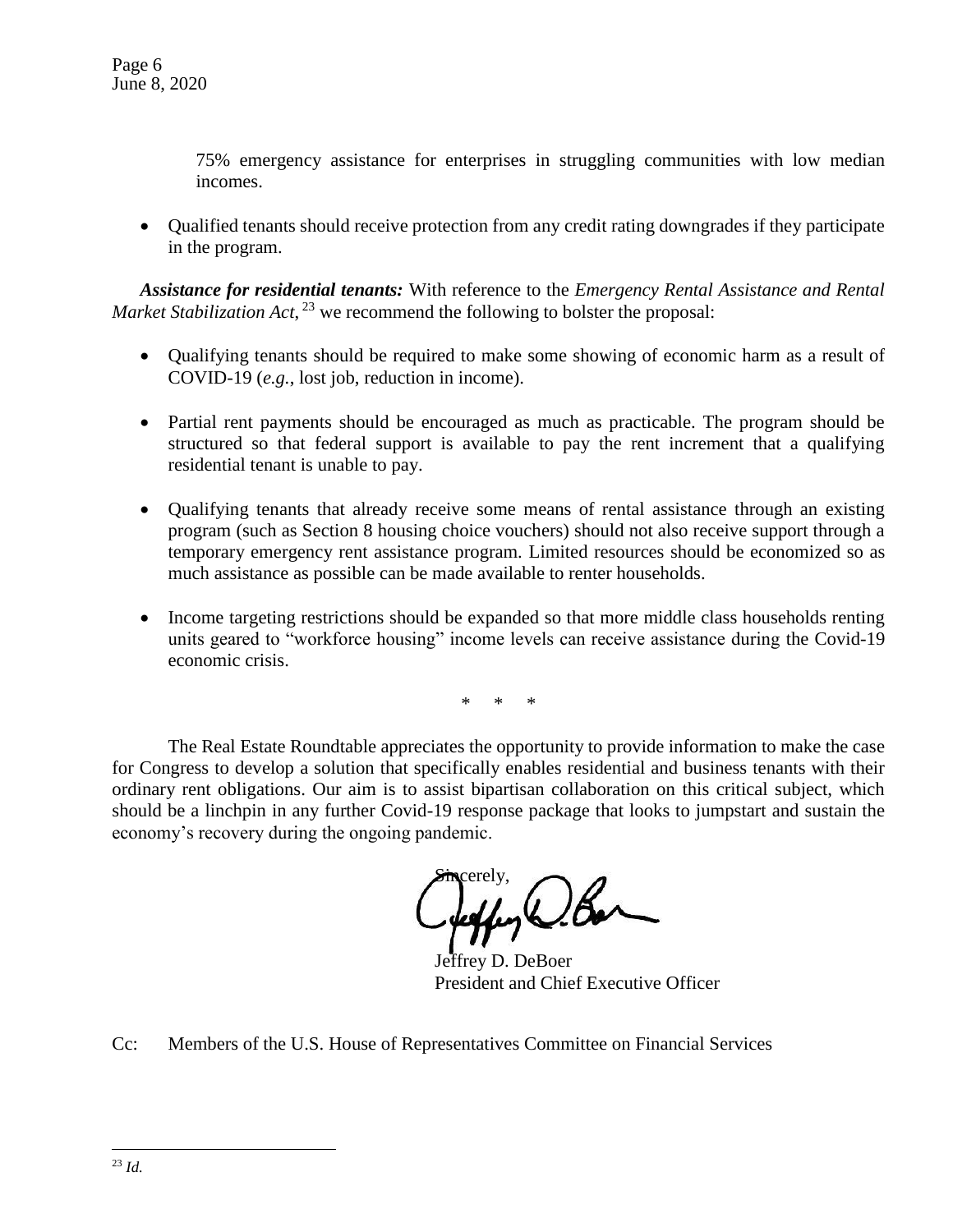75% emergency assistance for enterprises in struggling communities with low median incomes.

- Qualified tenants should receive protection from any credit rating downgrades if they participate in the program.

***Assistance for residential tenants:*** With reference to the *Emergency Rental Assistance and Rental Market Stabilization Act*,[23] we recommend the following to bolster the proposal:

- Qualifying tenants should be required to make some showing of economic harm as a result of COVID-19 (*e.g.*, lost job, reduction in income).

- Partial rent payments should be encouraged as much as practicable. The program should be structured so that federal support is available to pay the rent increment that a qualifying residential tenant is unable to pay.

- Qualifying tenants that already receive some means of rental assistance through an existing program (such as Section 8 housing choice vouchers) should not also receive support through a temporary emergency rent assistance program. Limited resources should be economized so as much assistance as possible can be made available to renter households.

- Income targeting restrictions should be expanded so that more middle class households renting units geared to "workforce housing" income levels can receive assistance during the Covid-19 economic crisis.

\* \* \*

The Real Estate Roundtable appreciates the opportunity to provide information to make the case for Congress to develop a solution that specifically enables residential and business tenants with their ordinary rent obligations. Our aim is to assist bipartisan collaboration on this critical subject, which should be a linchpin in any further Covid-19 response package that looks to jumpstart and sustain the economy's recovery during the ongoing pandemic.

Sincerely,

Jeffrey D. DeBoer
President and Chief Executive Officer

Cc: Members of the U.S. House of Representatives Committee on Financial Services

[23] *Id.*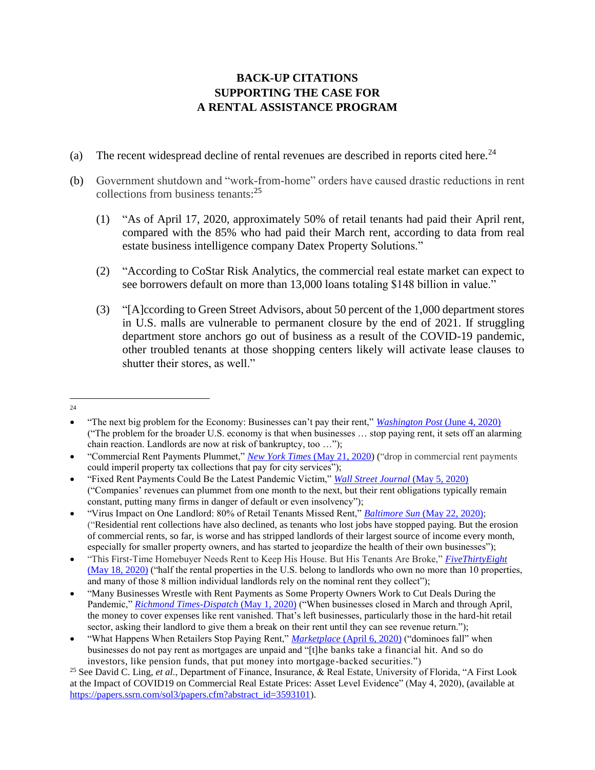# BACK-UP CITATIONS SUPPORTING THE CASE FOR A RENTAL ASSISTANCE PROGRAM

(a) The recent widespread decline of rental revenues are described in reports cited here.[24]

(b) Government shutdown and "work-from-home" orders have caused drastic reductions in rent collections from business tenants:[25]

(1) "As of April 17, 2020, approximately 50% of retail tenants had paid their April rent, compared with the 85% who had paid their March rent, according to data from real estate business intelligence company Datex Property Solutions."

(2) "According to CoStar Risk Analytics, the commercial real estate market can expect to see borrowers default on more than 13,000 loans totaling $148 billion in value."

(3) "[A]ccording to Green Street Advisors, about 50 percent of the 1,000 department stores in U.S. malls are vulnerable to permanent closure by the end of 2021. If struggling department store anchors go out of business as a result of the COVID-19 pandemic, other troubled tenants at those shopping centers likely will activate lease clauses to shutter their stores, as well."

---

[24]

- "The next big problem for the Economy: Businesses can't pay their rent," *Washington Post* (June 4, 2020) ("The problem for the broader U.S. economy is that when businesses … stop paying rent, it sets off an alarming chain reaction. Landlords are now at risk of bankruptcy, too …");
- "Commercial Rent Payments Plummet," *New York Times* (May 21, 2020) ("drop in commercial rent payments could imperil property tax collections that pay for city services");
- "Fixed Rent Payments Could Be the Latest Pandemic Victim," *Wall Street Journal* (May 5, 2020) ("Companies' revenues can plummet from one month to the next, but their rent obligations typically remain constant, putting many firms in danger of default or even insolvency");
- "Virus Impact on One Landlord: 80% of Retail Tenants Missed Rent," *Baltimore Sun* (May 22, 2020); ("Residential rent collections have also declined, as tenants who lost jobs have stopped paying. But the erosion of commercial rents, so far, is worse and has stripped landlords of their largest source of income every month, especially for smaller property owners, and has started to jeopardize the health of their own businesses");
- "This First-Time Homebuyer Needs Rent to Keep His House. But His Tenants Are Broke," *FiveThirtyEight* (May 18, 2020) ("half the rental properties in the U.S. belong to landlords who own no more than 10 properties, and many of those 8 million individual landlords rely on the nominal rent they collect");
- "Many Businesses Wrestle with Rent Payments as Some Property Owners Work to Cut Deals During the Pandemic," *Richmond Times-Dispatch* (May 1, 2020) ("When businesses closed in March and through April, the money to cover expenses like rent vanished. That's left businesses, particularly those in the hard-hit retail sector, asking their landlord to give them a break on their rent until they can see revenue return.");
- "What Happens When Retailers Stop Paying Rent," *Marketplace* (April 6, 2020) ("dominoes fall" when businesses do not pay rent as mortgages are unpaid and "[t]he banks take a financial hit. And so do investors, like pension funds, that put money into mortgage-backed securities.")

[25] See David C. Ling, *et al*., Department of Finance, Insurance, & Real Estate, University of Florida, "A First Look at the Impact of COVID19 on Commercial Real Estate Prices: Asset Level Evidence" (May 4, 2020), (available at https://papers.ssrn.com/sol3/papers.cfm?abstract_id=3593101).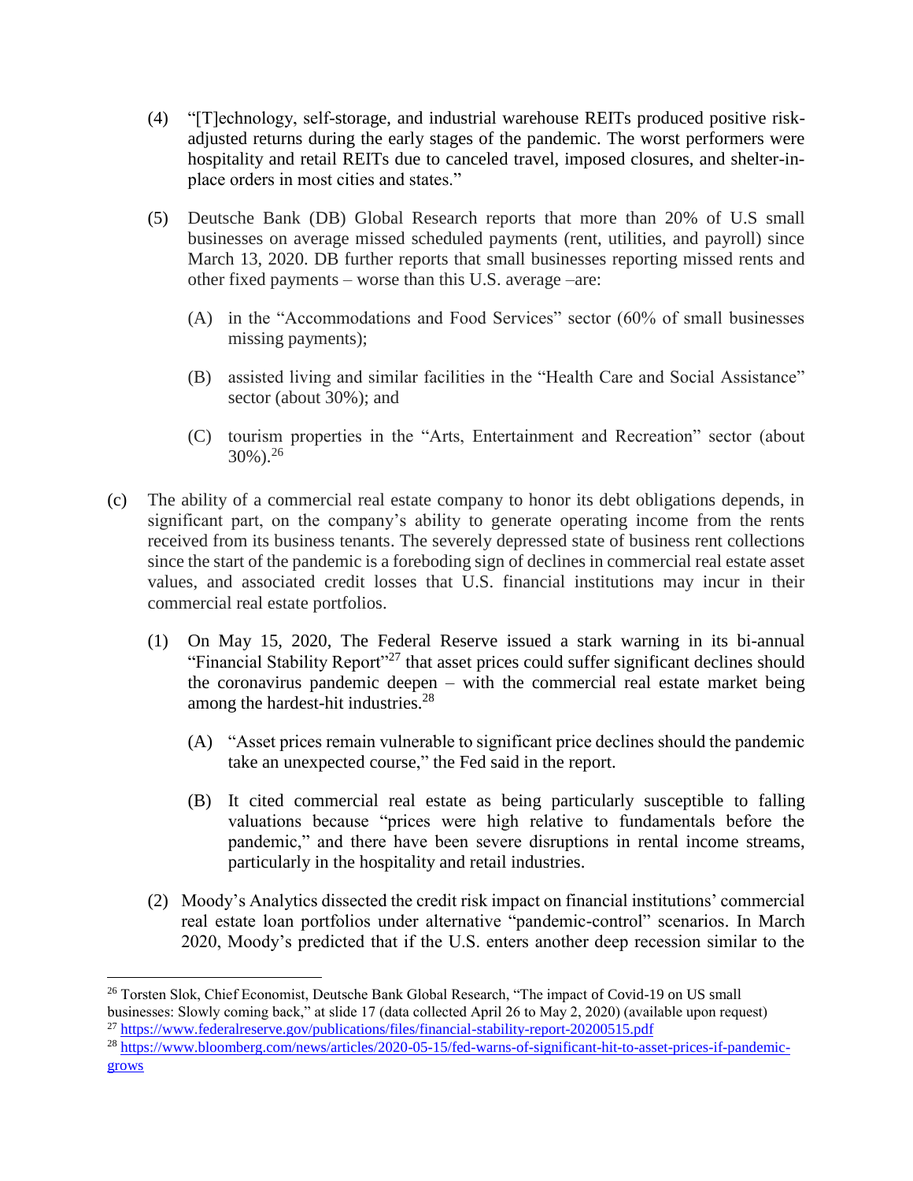(4) "[T]echnology, self-storage, and industrial warehouse REITs produced positive risk-adjusted returns during the early stages of the pandemic. The worst performers were hospitality and retail REITs due to canceled travel, imposed closures, and shelter-in-place orders in most cities and states."

(5) Deutsche Bank (DB) Global Research reports that more than 20% of U.S small businesses on average missed scheduled payments (rent, utilities, and payroll) since March 13, 2020. DB further reports that small businesses reporting missed rents and other fixed payments – worse than this U.S. average –are:

(A) in the "Accommodations and Food Services" sector (60% of small businesses missing payments);

(B) assisted living and similar facilities in the "Health Care and Social Assistance" sector (about 30%); and

(C) tourism properties in the "Arts, Entertainment and Recreation" sector (about 30%).[26]

(c) The ability of a commercial real estate company to honor its debt obligations depends, in significant part, on the company's ability to generate operating income from the rents received from its business tenants. The severely depressed state of business rent collections since the start of the pandemic is a foreboding sign of declines in commercial real estate asset values, and associated credit losses that U.S. financial institutions may incur in their commercial real estate portfolios.

(1) On May 15, 2020, The Federal Reserve issued a stark warning in its bi-annual "Financial Stability Report"[27] that asset prices could suffer significant declines should the coronavirus pandemic deepen – with the commercial real estate market being among the hardest-hit industries.[28]

(A) "Asset prices remain vulnerable to significant price declines should the pandemic take an unexpected course," the Fed said in the report.

(B) It cited commercial real estate as being particularly susceptible to falling valuations because "prices were high relative to fundamentals before the pandemic," and there have been severe disruptions in rental income streams, particularly in the hospitality and retail industries.

(2) Moody's Analytics dissected the credit risk impact on financial institutions' commercial real estate loan portfolios under alternative "pandemic-control" scenarios. In March 2020, Moody's predicted that if the U.S. enters another deep recession similar to the

---

[26] Torsten Slok, Chief Economist, Deutsche Bank Global Research, "The impact of Covid-19 on US small businesses: Slowly coming back," at slide 17 (data collected April 26 to May 2, 2020) (available upon request)

[27] https://www.federalreserve.gov/publications/files/financial-stability-report-20200515.pdf

[28] https://www.bloomberg.com/news/articles/2020-05-15/fed-warns-of-significant-hit-to-asset-prices-if-pandemic-grows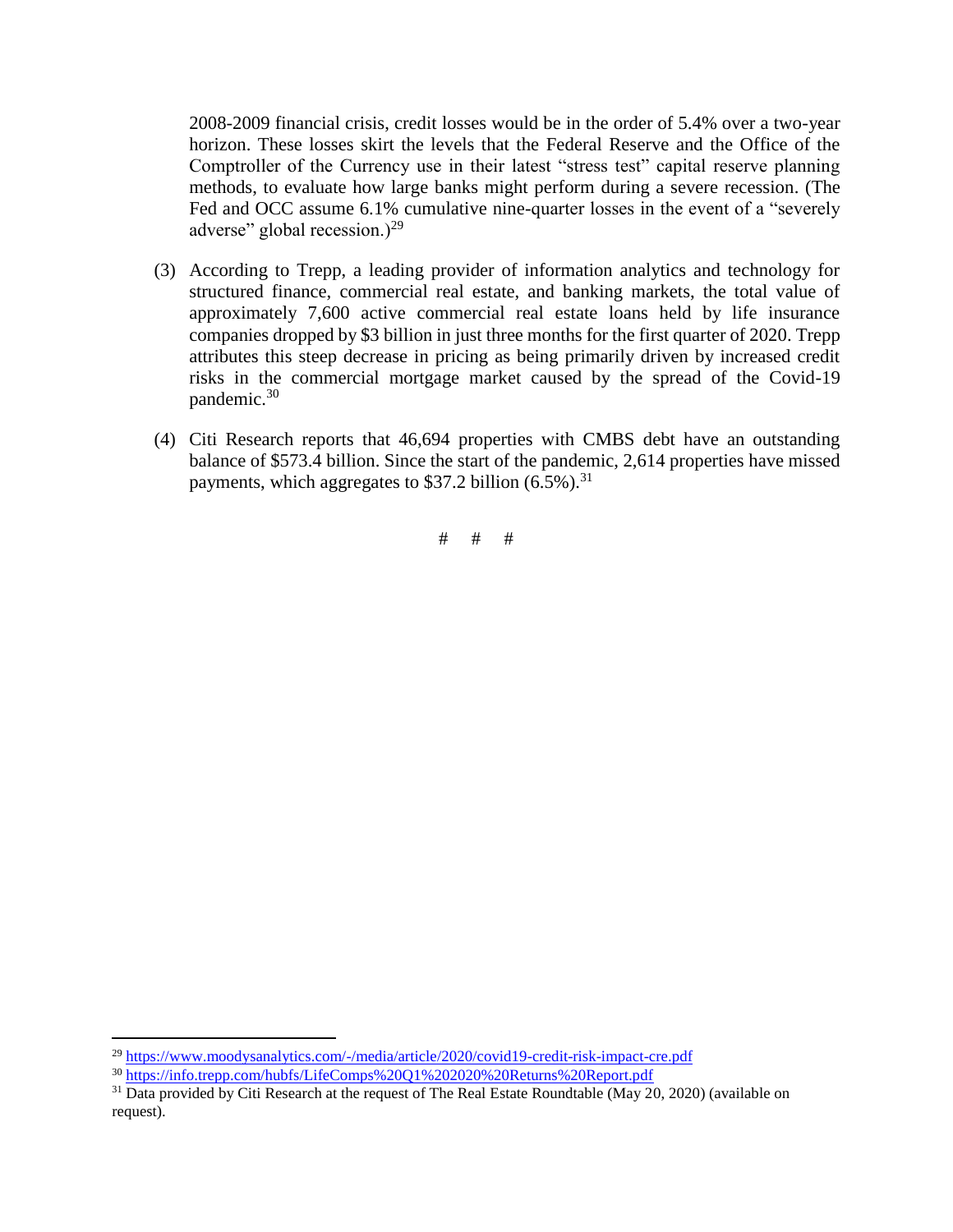2008-2009 financial crisis, credit losses would be in the order of 5.4% over a two-year horizon. These losses skirt the levels that the Federal Reserve and the Office of the Comptroller of the Currency use in their latest "stress test" capital reserve planning methods, to evaluate how large banks might perform during a severe recession. (The Fed and OCC assume 6.1% cumulative nine-quarter losses in the event of a "severely adverse" global recession.)[29]

(3) According to Trepp, a leading provider of information analytics and technology for structured finance, commercial real estate, and banking markets, the total value of approximately 7,600 active commercial real estate loans held by life insurance companies dropped by $3 billion in just three months for the first quarter of 2020. Trepp attributes this steep decrease in pricing as being primarily driven by increased credit risks in the commercial mortgage market caused by the spread of the Covid-19 pandemic.[30]

(4) Citi Research reports that 46,694 properties with CMBS debt have an outstanding balance of $573.4 billion. Since the start of the pandemic, 2,614 properties have missed payments, which aggregates to $37.2 billion (6.5%).[31]

# # #

---

[29] https://www.moodysanalytics.com/-/media/article/2020/covid19-credit-risk-impact-cre.pdf

[30] https://info.trepp.com/hubfs/LifeComps%20Q1%202020%20Returns%20Report.pdf

[31] Data provided by Citi Research at the request of The Real Estate Roundtable (May 20, 2020) (available on request).